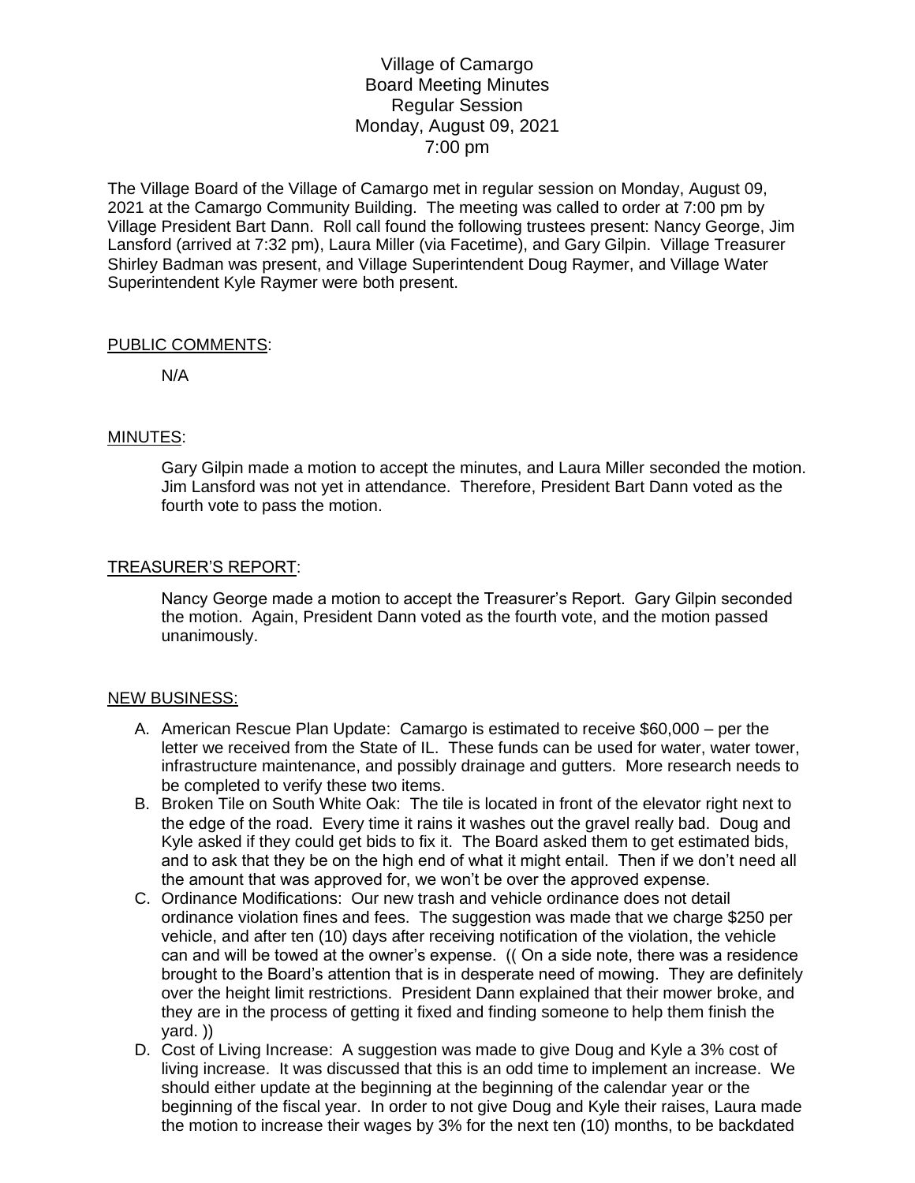Village of Camargo
Board Meeting Minutes
Regular Session
Monday, August 09, 2021
7:00 pm

The Village Board of the Village of Camargo met in regular session on Monday, August 09, 2021 at the Camargo Community Building. The meeting was called to order at 7:00 pm by Village President Bart Dann. Roll call found the following trustees present: Nancy George, Jim Lansford (arrived at 7:32 pm), Laura Miller (via Facetime), and Gary Gilpin. Village Treasurer Shirley Badman was present, and Village Superintendent Doug Raymer, and Village Water Superintendent Kyle Raymer were both present.

PUBLIC COMMENTS:

N/A

MINUTES:

Gary Gilpin made a motion to accept the minutes, and Laura Miller seconded the motion. Jim Lansford was not yet in attendance. Therefore, President Bart Dann voted as the fourth vote to pass the motion.

TREASURER'S REPORT:

Nancy George made a motion to accept the Treasurer's Report. Gary Gilpin seconded the motion. Again, President Dann voted as the fourth vote, and the motion passed unanimously.

NEW BUSINESS:

A. American Rescue Plan Update: Camargo is estimated to receive $60,000 – per the letter we received from the State of IL. These funds can be used for water, water tower, infrastructure maintenance, and possibly drainage and gutters. More research needs to be completed to verify these two items.
B. Broken Tile on South White Oak: The tile is located in front of the elevator right next to the edge of the road. Every time it rains it washes out the gravel really bad. Doug and Kyle asked if they could get bids to fix it. The Board asked them to get estimated bids, and to ask that they be on the high end of what it might entail. Then if we don't need all the amount that was approved for, we won't be over the approved expense.
C. Ordinance Modifications: Our new trash and vehicle ordinance does not detail ordinance violation fines and fees. The suggestion was made that we charge $250 per vehicle, and after ten (10) days after receiving notification of the violation, the vehicle can and will be towed at the owner's expense. (( On a side note, there was a residence brought to the Board's attention that is in desperate need of mowing. They are definitely over the height limit restrictions. President Dann explained that their mower broke, and they are in the process of getting it fixed and finding someone to help them finish the yard. ))
D. Cost of Living Increase: A suggestion was made to give Doug and Kyle a 3% cost of living increase. It was discussed that this is an odd time to implement an increase. We should either update at the beginning at the beginning of the calendar year or the beginning of the fiscal year. In order to not give Doug and Kyle their raises, Laura made the motion to increase their wages by 3% for the next ten (10) months, to be backdated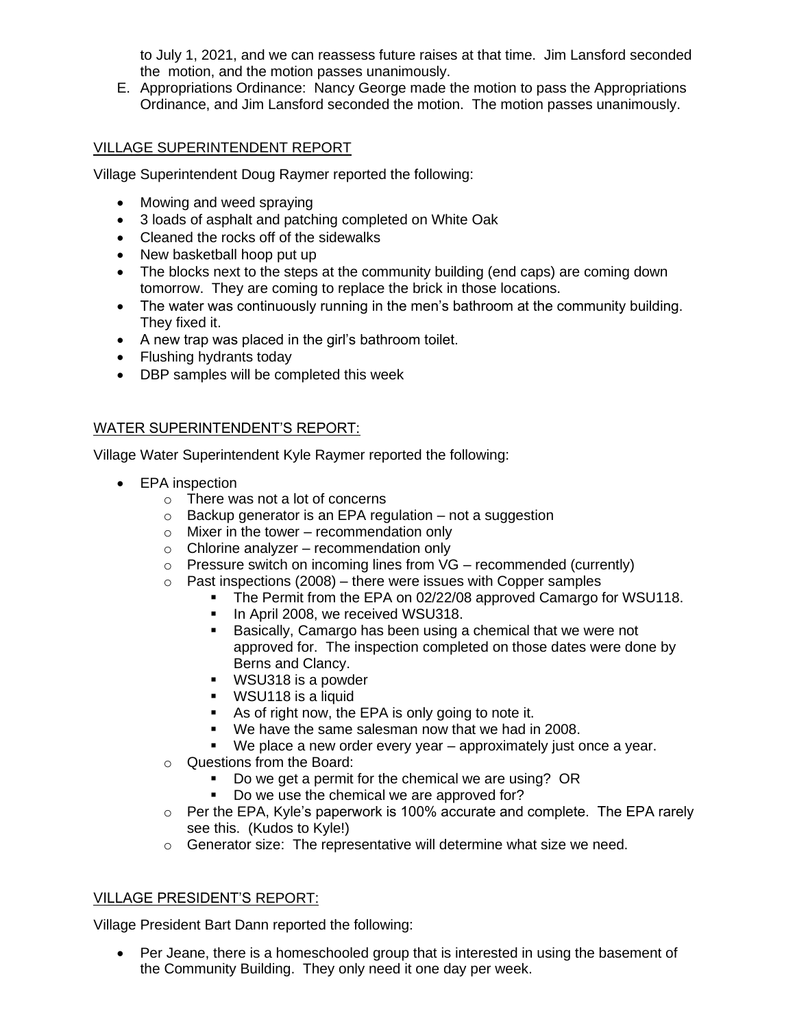to July 1, 2021, and we can reassess future raises at that time. Jim Lansford seconded the motion, and the motion passes unanimously.

E. Appropriations Ordinance: Nancy George made the motion to pass the Appropriations Ordinance, and Jim Lansford seconded the motion. The motion passes unanimously.

VILLAGE SUPERINTENDENT REPORT

Village Superintendent Doug Raymer reported the following:

- Mowing and weed spraying
- 3 loads of asphalt and patching completed on White Oak
- Cleaned the rocks off of the sidewalks
- New basketball hoop put up
- The blocks next to the steps at the community building (end caps) are coming down tomorrow. They are coming to replace the brick in those locations.
- The water was continuously running in the men's bathroom at the community building. They fixed it.
- A new trap was placed in the girl's bathroom toilet.
- Flushing hydrants today
- DBP samples will be completed this week

WATER SUPERINTENDENT'S REPORT:

Village Water Superintendent Kyle Raymer reported the following:

- EPA inspection
  - There was not a lot of concerns
  - Backup generator is an EPA regulation – not a suggestion
  - Mixer in the tower – recommendation only
  - Chlorine analyzer – recommendation only
  - Pressure switch on incoming lines from VG – recommended (currently)
  - Past inspections (2008) – there were issues with Copper samples
    - The Permit from the EPA on 02/22/08 approved Camargo for WSU118.
    - In April 2008, we received WSU318.
    - Basically, Camargo has been using a chemical that we were not approved for. The inspection completed on those dates were done by Berns and Clancy.
    - WSU318 is a powder
    - WSU118 is a liquid
    - As of right now, the EPA is only going to note it.
    - We have the same salesman now that we had in 2008.
    - We place a new order every year – approximately just once a year.
  - Questions from the Board:
    - Do we get a permit for the chemical we are using? OR
    - Do we use the chemical we are approved for?
  - Per the EPA, Kyle's paperwork is 100% accurate and complete. The EPA rarely see this. (Kudos to Kyle!)
  - Generator size: The representative will determine what size we need.

VILLAGE PRESIDENT'S REPORT:

Village President Bart Dann reported the following:

- Per Jeane, there is a homeschooled group that is interested in using the basement of the Community Building. They only need it one day per week.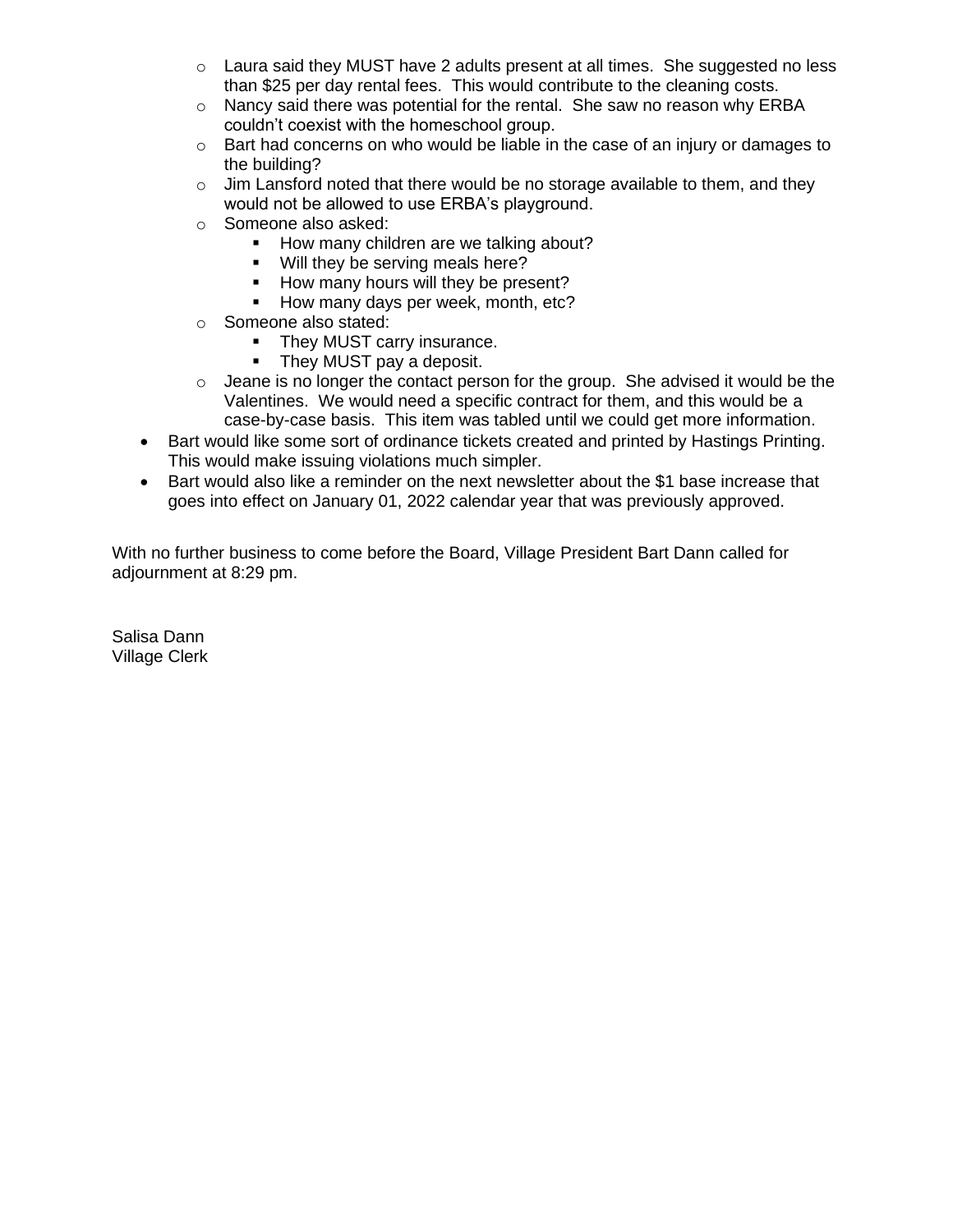- Laura said they MUST have 2 adults present at all times. She suggested no less than $25 per day rental fees. This would contribute to the cleaning costs.
    - Nancy said there was potential for the rental. She saw no reason why ERBA couldn't coexist with the homeschool group.
    - Bart had concerns on who would be liable in the case of an injury or damages to the building?
    - Jim Lansford noted that there would be no storage available to them, and they would not be allowed to use ERBA's playground.
    - Someone also asked:
        - How many children are we talking about?
        - Will they be serving meals here?
        - How many hours will they be present?
        - How many days per week, month, etc?
    - Someone also stated:
        - They MUST carry insurance.
        - They MUST pay a deposit.
    - Jeane is no longer the contact person for the group. She advised it would be the Valentines. We would need a specific contract for them, and this would be a case-by-case basis. This item was tabled until we could get more information.
- Bart would like some sort of ordinance tickets created and printed by Hastings Printing. This would make issuing violations much simpler.
- Bart would also like a reminder on the next newsletter about the $1 base increase that goes into effect on January 01, 2022 calendar year that was previously approved.

With no further business to come before the Board, Village President Bart Dann called for adjournment at 8:29 pm.

Salisa Dann
Village Clerk